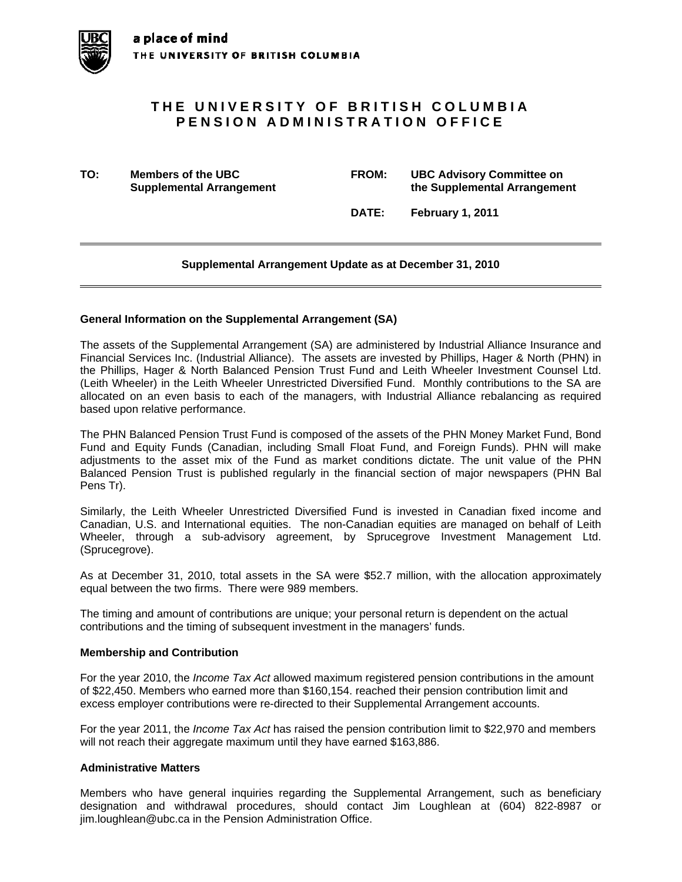a place of mind
THE UNIVERSITY OF BRITISH COLUMBIA

# THE UNIVERSITY OF BRITISH COLUMBIA PENSION ADMINISTRATION OFFICE

**TO:** **Members of the UBC Supplemental Arrangement**

**FROM:** **UBC Advisory Committee on the Supplemental Arrangement**

**DATE:** **February 1, 2011**

---

## Supplemental Arrangement Update as at December 31, 2010

---

### General Information on the Supplemental Arrangement (SA)

The assets of the Supplemental Arrangement (SA) are administered by Industrial Alliance Insurance and Financial Services Inc. (Industrial Alliance). The assets are invested by Phillips, Hager & North (PHN) in the Phillips, Hager & North Balanced Pension Trust Fund and Leith Wheeler Investment Counsel Ltd. (Leith Wheeler) in the Leith Wheeler Unrestricted Diversified Fund. Monthly contributions to the SA are allocated on an even basis to each of the managers, with Industrial Alliance rebalancing as required based upon relative performance.

The PHN Balanced Pension Trust Fund is composed of the assets of the PHN Money Market Fund, Bond Fund and Equity Funds (Canadian, including Small Float Fund, and Foreign Funds). PHN will make adjustments to the asset mix of the Fund as market conditions dictate. The unit value of the PHN Balanced Pension Trust is published regularly in the financial section of major newspapers (PHN Bal Pens Tr).

Similarly, the Leith Wheeler Unrestricted Diversified Fund is invested in Canadian fixed income and Canadian, U.S. and International equities. The non-Canadian equities are managed on behalf of Leith Wheeler, through a sub-advisory agreement, by Sprucegrove Investment Management Ltd. (Sprucegrove).

As at December 31, 2010, total assets in the SA were $52.7 million, with the allocation approximately equal between the two firms. There were 989 members.

The timing and amount of contributions are unique; your personal return is dependent on the actual contributions and the timing of subsequent investment in the managers' funds.

### Membership and Contribution

For the year 2010, the *Income Tax Act* allowed maximum registered pension contributions in the amount of $22,450. Members who earned more than $160,154. reached their pension contribution limit and excess employer contributions were re-directed to their Supplemental Arrangement accounts.

For the year 2011, the *Income Tax Act* has raised the pension contribution limit to $22,970 and members will not reach their aggregate maximum until they have earned $163,886.

### Administrative Matters

Members who have general inquiries regarding the Supplemental Arrangement, such as beneficiary designation and withdrawal procedures, should contact Jim Loughlean at (604) 822-8987 or jim.loughlean@ubc.ca in the Pension Administration Office.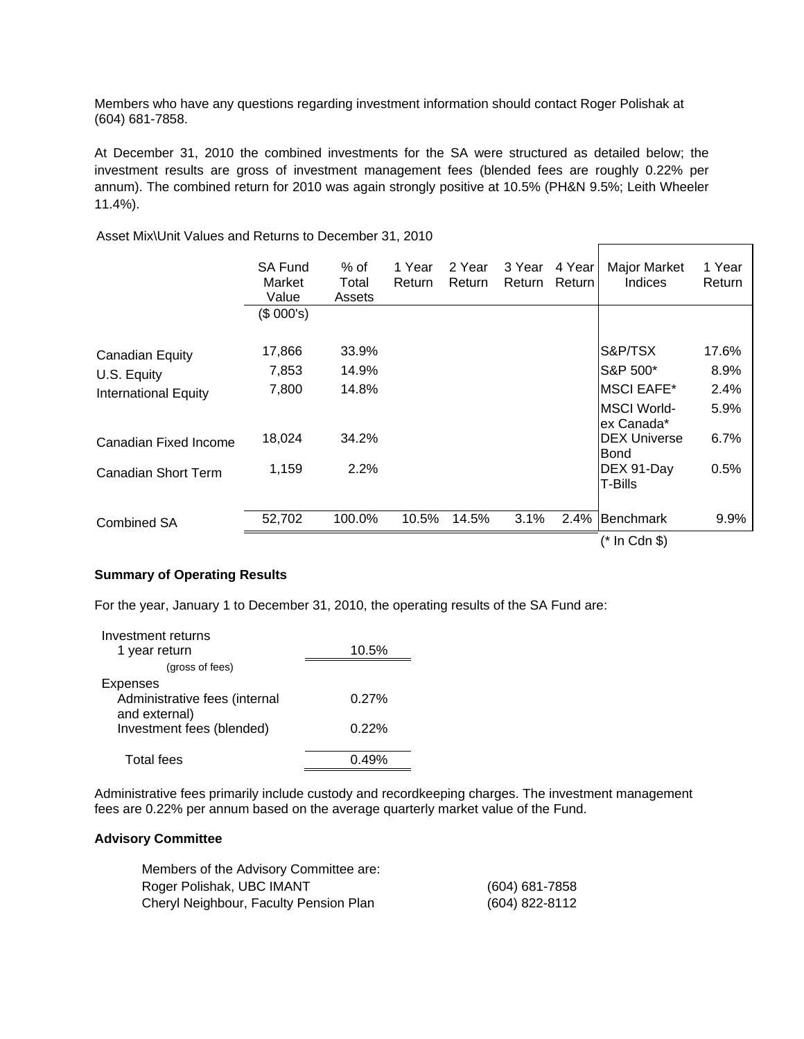Members who have any questions regarding investment information should contact Roger Polishak at (604) 681-7858.

At December 31, 2010 the combined investments for the SA were structured as detailed below; the investment results are gross of investment management fees (blended fees are roughly 0.22% per annum). The combined return for 2010 was again strongly positive at 10.5% (PH&N 9.5%; Leith Wheeler 11.4%).

Asset Mix\Unit Values and Returns to December 31, 2010

| | SA Fund Market Value ($ 000's) | % of Total Assets | 1 Year Return | 2 Year Return | 3 Year Return | 4 Year Return | Major Market Indices | 1 Year Return |
|---|---|---|---|---|---|---|---|---|
| Canadian Equity | 17,866 | 33.9% | | | | | S&P/TSX | 17.6% |
| U.S. Equity | 7,853 | 14.9% | | | | | S&P 500* | 8.9% |
| International Equity | 7,800 | 14.8% | | | | | MSCI EAFE* | 2.4% |
| | | | | | | | MSCI World-ex Canada* | 5.9% |
| Canadian Fixed Income | 18,024 | 34.2% | | | | | DEX Universe Bond | 6.7% |
| Canadian Short Term | 1,159 | 2.2% | | | | | DEX 91-Day T-Bills | 0.5% |
| Combined SA | 52,702 | 100.0% | 10.5% | 14.5% | 3.1% | 2.4% | Benchmark | 9.9% |

(* In Cdn $)

**Summary of Operating Results**

For the year, January 1 to December 31, 2010, the operating results of the SA Fund are:

| | |
|---|---|
| Investment returns | |
| 1 year return (gross of fees) | 10.5% |
| Expenses | |
| Administrative fees (internal and external) | 0.27% |
| Investment fees (blended) | 0.22% |
| Total fees | 0.49% |

Administrative fees primarily include custody and recordkeeping charges. The investment management fees are 0.22% per annum based on the average quarterly market value of the Fund.

**Advisory Committee**

Members of the Advisory Committee are:

| | |
|---|---|
| Roger Polishak, UBC IMANT | (604) 681-7858 |
| Cheryl Neighbour, Faculty Pension Plan | (604) 822-8112 |